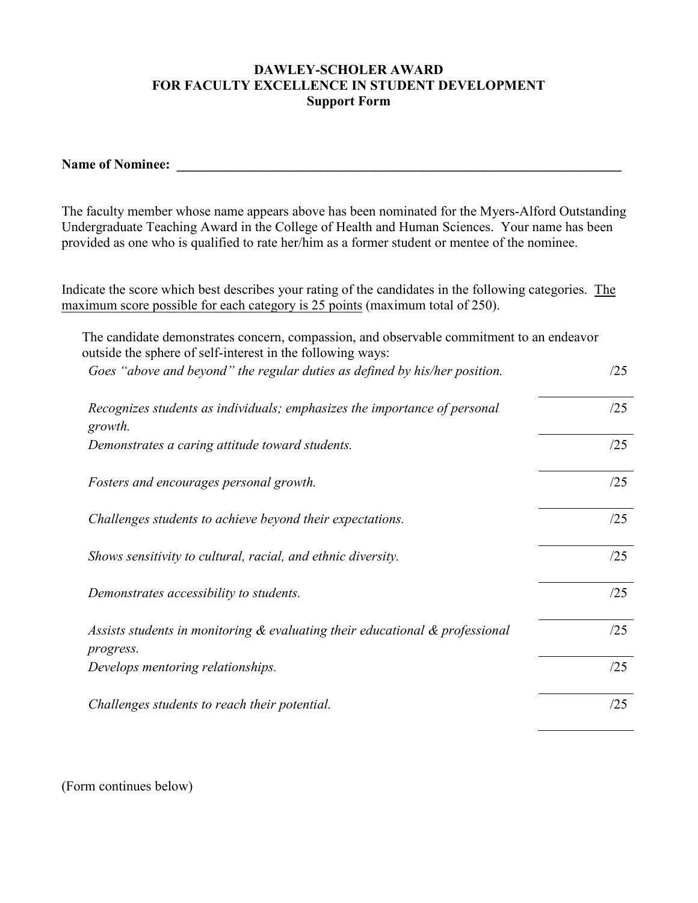**DAWLEY-SCHOLER AWARD**
**FOR FACULTY EXCELLENCE IN STUDENT DEVELOPMENT**
**Support Form**

**Name of Nominee:** ______________________________________________________________________

The faculty member whose name appears above has been nominated for the Myers-Alford Outstanding Undergraduate Teaching Award in the College of Health and Human Sciences. Your name has been provided as one who is qualified to rate her/him as a former student or mentee of the nominee.

Indicate the score which best describes your rating of the candidates in the following categories. <u>The maximum score possible for each category is 25 points</u> (maximum total of 250).

The candidate demonstrates concern, compassion, and observable commitment to an endeavor outside the sphere of self-interest in the following ways:

| Category | Score |
| --- | --- |
| *Goes "above and beyond" the regular duties as defined by his/her position.* | ______ /25 |
| *Recognizes students as individuals; emphasizes the importance of personal growth.* | ______ /25 |
| *Demonstrates a caring attitude toward students.* | ______ /25 |
| *Fosters and encourages personal growth.* | ______ /25 |
| *Challenges students to achieve beyond their expectations.* | ______ /25 |
| *Shows sensitivity to cultural, racial, and ethnic diversity.* | ______ /25 |
| *Demonstrates accessibility to students.* | ______ /25 |
| *Assists students in monitoring & evaluating their educational & professional progress.* | ______ /25 |
| *Develops mentoring relationships.* | ______ /25 |
| *Challenges students to reach their potential.* | ______ /25 |

(Form continues below)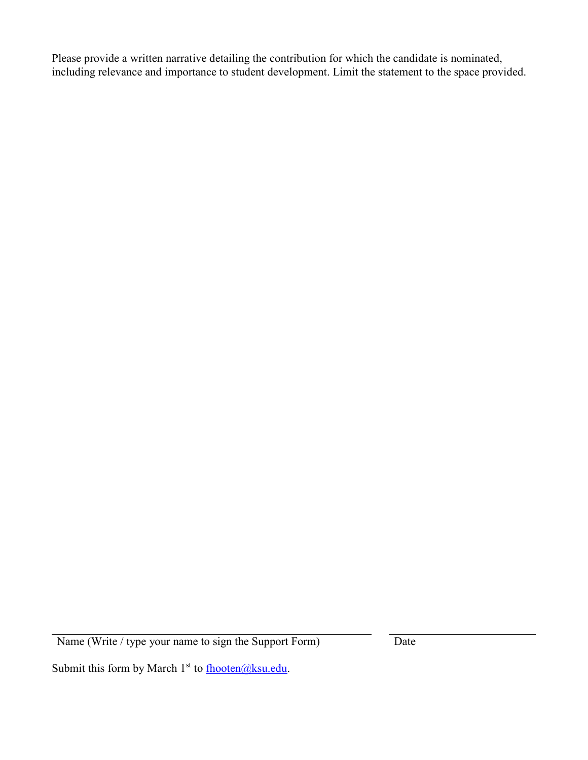Please provide a written narrative detailing the contribution for which the candidate is nominated, including relevance and importance to student development. Limit the statement to the space provided.

Name (Write / type your name to sign the Support Form)

Date

Submit this form by March 1st to fhooten@ksu.edu.